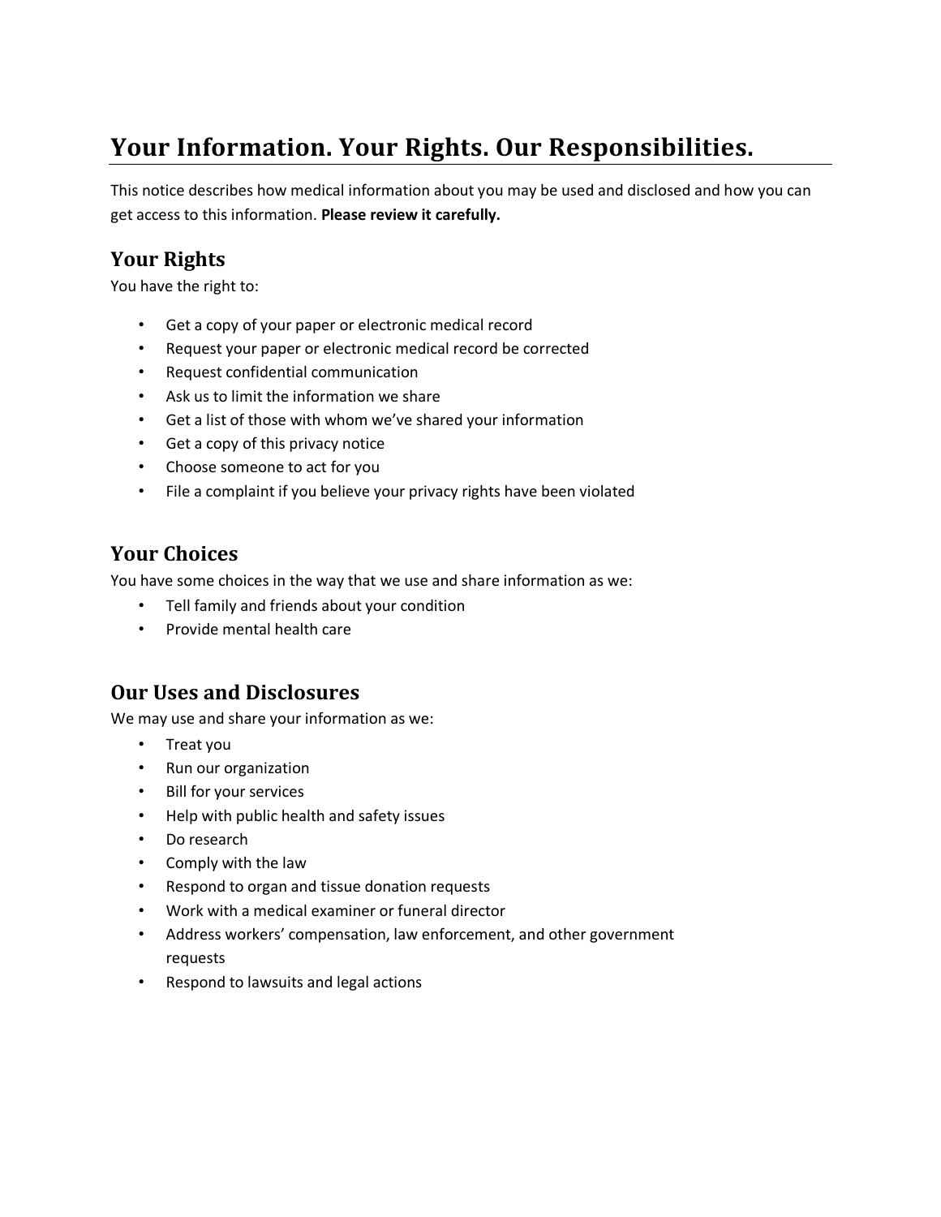# Your Information. Your Rights. Our Responsibilities.

This notice describes how medical information about you may be used and disclosed and how you can get access to this information. **Please review it carefully.**

## Your Rights

You have the right to:

- Get a copy of your paper or electronic medical record
- Request your paper or electronic medical record be corrected
- Request confidential communication
- Ask us to limit the information we share
- Get a list of those with whom we've shared your information
- Get a copy of this privacy notice
- Choose someone to act for you
- File a complaint if you believe your privacy rights have been violated

## Your Choices

You have some choices in the way that we use and share information as we:

- Tell family and friends about your condition
- Provide mental health care

## Our Uses and Disclosures

We may use and share your information as we:

- Treat you
- Run our organization
- Bill for your services
- Help with public health and safety issues
- Do research
- Comply with the law
- Respond to organ and tissue donation requests
- Work with a medical examiner or funeral director
- Address workers' compensation, law enforcement, and other government requests
- Respond to lawsuits and legal actions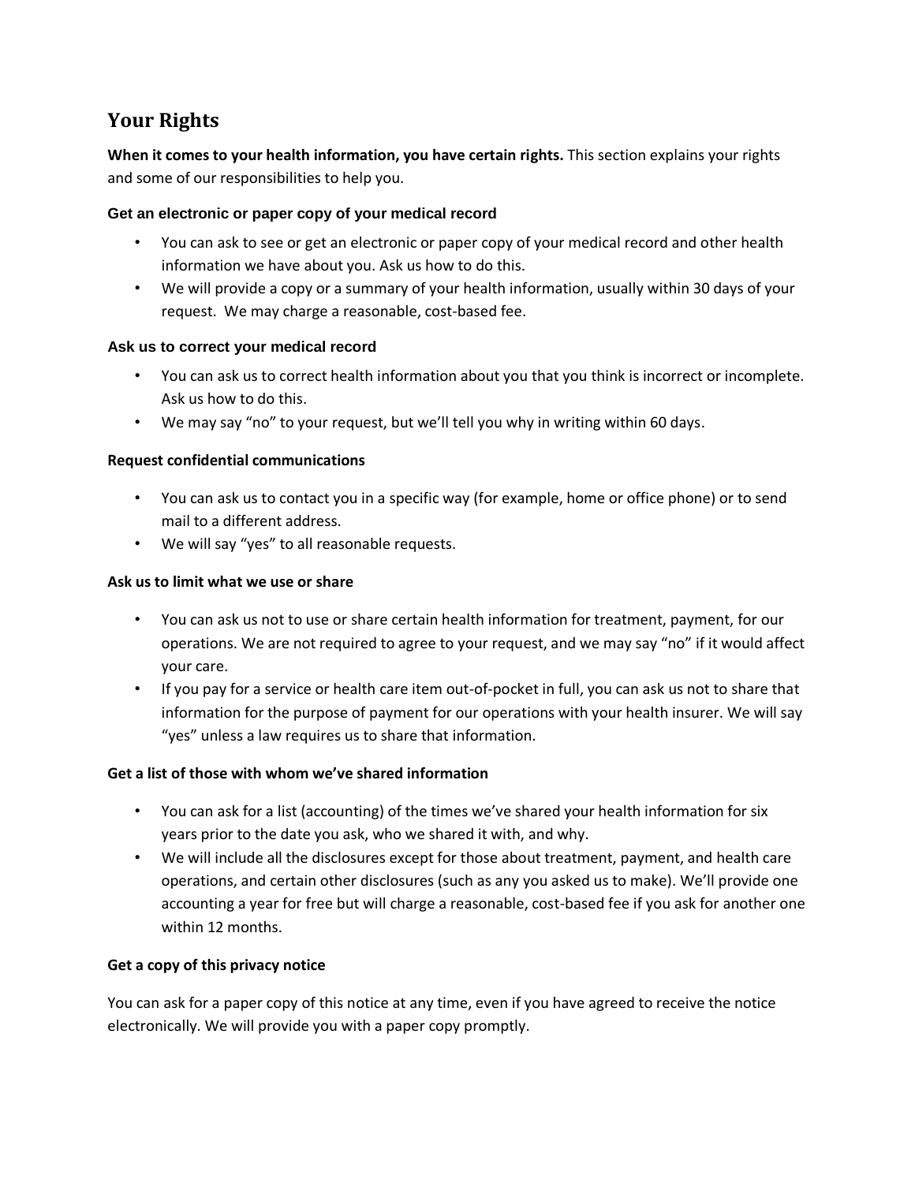## Your Rights

**When it comes to your health information, you have certain rights.** This section explains your rights and some of our responsibilities to help you.

### Get an electronic or paper copy of your medical record

- You can ask to see or get an electronic or paper copy of your medical record and other health information we have about you. Ask us how to do this.
- We will provide a copy or a summary of your health information, usually within 30 days of your request. We may charge a reasonable, cost-based fee.

### Ask us to correct your medical record

- You can ask us to correct health information about you that you think is incorrect or incomplete. Ask us how to do this.
- We may say "no" to your request, but we'll tell you why in writing within 60 days.

### Request confidential communications

- You can ask us to contact you in a specific way (for example, home or office phone) or to send mail to a different address.
- We will say "yes" to all reasonable requests.

### Ask us to limit what we use or share

- You can ask us not to use or share certain health information for treatment, payment, for our operations. We are not required to agree to your request, and we may say "no" if it would affect your care.
- If you pay for a service or health care item out-of-pocket in full, you can ask us not to share that information for the purpose of payment for our operations with your health insurer. We will say "yes" unless a law requires us to share that information.

### Get a list of those with whom we've shared information

- You can ask for a list (accounting) of the times we've shared your health information for six years prior to the date you ask, who we shared it with, and why.
- We will include all the disclosures except for those about treatment, payment, and health care operations, and certain other disclosures (such as any you asked us to make). We'll provide one accounting a year for free but will charge a reasonable, cost-based fee if you ask for another one within 12 months.

### Get a copy of this privacy notice

You can ask for a paper copy of this notice at any time, even if you have agreed to receive the notice electronically. We will provide you with a paper copy promptly.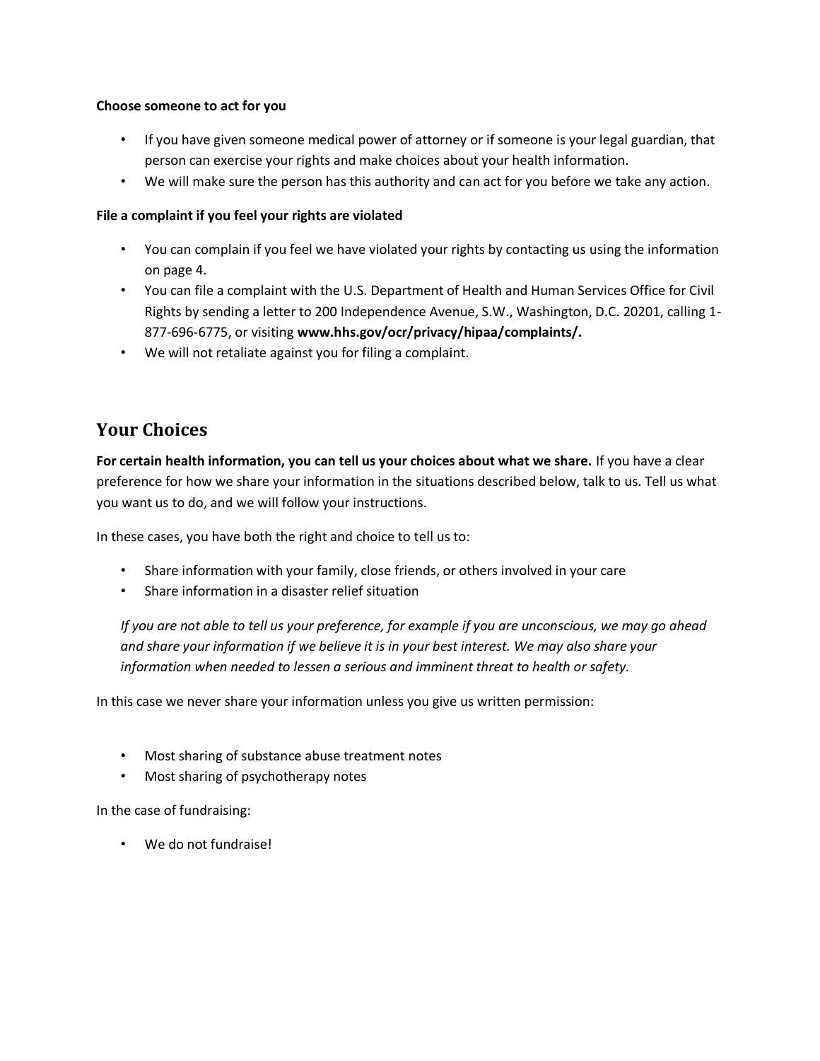**Choose someone to act for you**

- If you have given someone medical power of attorney or if someone is your legal guardian, that person can exercise your rights and make choices about your health information.
- We will make sure the person has this authority and can act for you before we take any action.

**File a complaint if you feel your rights are violated**

- You can complain if you feel we have violated your rights by contacting us using the information on page 4.
- You can file a complaint with the U.S. Department of Health and Human Services Office for Civil Rights by sending a letter to 200 Independence Avenue, S.W., Washington, D.C. 20201, calling 1-877-696-6775, or visiting **www.hhs.gov/ocr/privacy/hipaa/complaints/.**
- We will not retaliate against you for filing a complaint.

## Your Choices

**For certain health information, you can tell us your choices about what we share.** If you have a clear preference for how we share your information in the situations described below, talk to us. Tell us what you want us to do, and we will follow your instructions.

In these cases, you have both the right and choice to tell us to:

- Share information with your family, close friends, or others involved in your care
- Share information in a disaster relief situation

*If you are not able to tell us your preference, for example if you are unconscious, we may go ahead and share your information if we believe it is in your best interest. We may also share your information when needed to lessen a serious and imminent threat to health or safety.*

In this case we never share your information unless you give us written permission:

- Most sharing of substance abuse treatment notes
- Most sharing of psychotherapy notes

In the case of fundraising:

- We do not fundraise!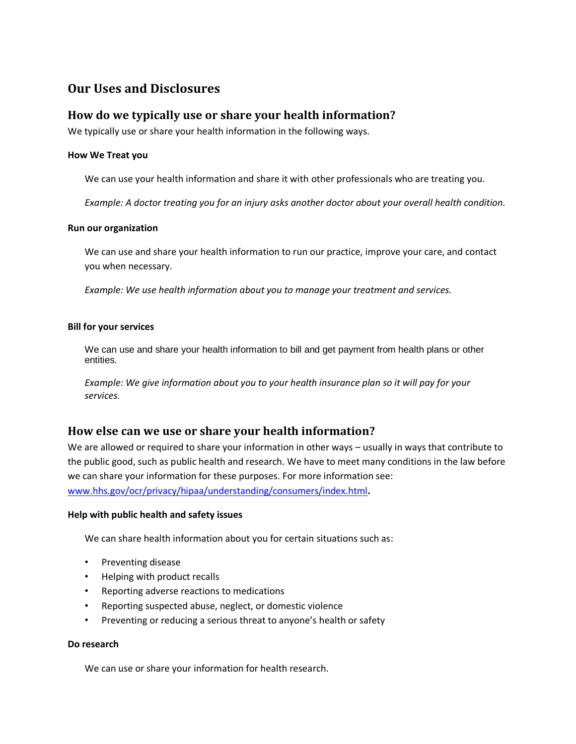# Our Uses and Disclosures

## How do we typically use or share your health information?

We typically use or share your health information in the following ways.

**How We Treat you**

We can use your health information and share it with other professionals who are treating you.

*Example: A doctor treating you for an injury asks another doctor about your overall health condition.*

**Run our organization**

We can use and share your health information to run our practice, improve your care, and contact you when necessary.

*Example: We use health information about you to manage your treatment and services.*

**Bill for your services**

We can use and share your health information to bill and get payment from health plans or other entities.

*Example: We give information about you to your health insurance plan so it will pay for your services.*

## How else can we use or share your health information?

We are allowed or required to share your information in other ways – usually in ways that contribute to the public good, such as public health and research. We have to meet many conditions in the law before we can share your information for these purposes. For more information see: www.hhs.gov/ocr/privacy/hipaa/understanding/consumers/index.html.

**Help with public health and safety issues**

We can share health information about you for certain situations such as:

- Preventing disease
- Helping with product recalls
- Reporting adverse reactions to medications
- Reporting suspected abuse, neglect, or domestic violence
- Preventing or reducing a serious threat to anyone's health or safety

**Do research**

We can use or share your information for health research.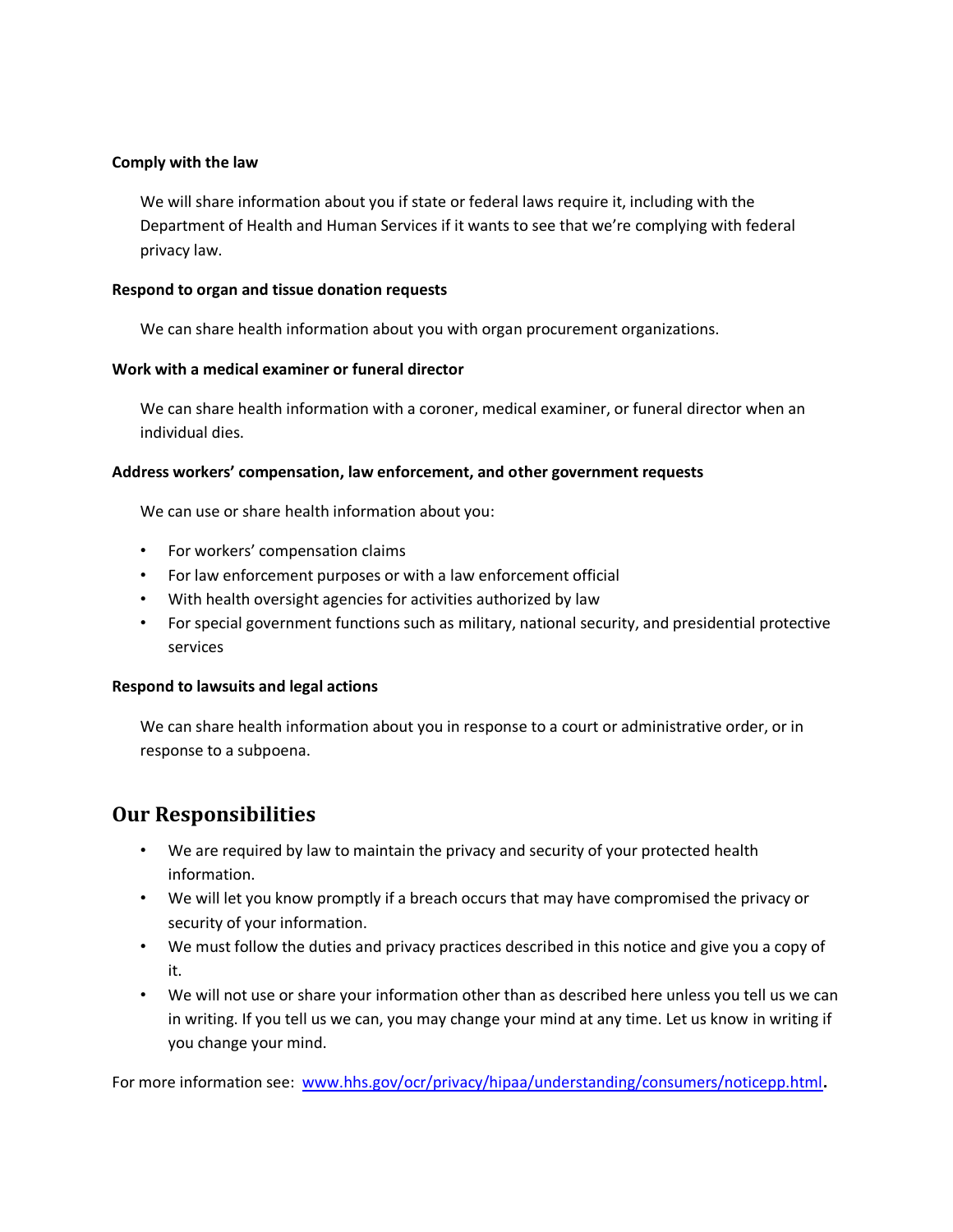**Comply with the law**

We will share information about you if state or federal laws require it, including with the Department of Health and Human Services if it wants to see that we're complying with federal privacy law.

**Respond to organ and tissue donation requests**

We can share health information about you with organ procurement organizations.

**Work with a medical examiner or funeral director**

We can share health information with a coroner, medical examiner, or funeral director when an individual dies.

**Address workers' compensation, law enforcement, and other government requests**

We can use or share health information about you:

- For workers' compensation claims
- For law enforcement purposes or with a law enforcement official
- With health oversight agencies for activities authorized by law
- For special government functions such as military, national security, and presidential protective services

**Respond to lawsuits and legal actions**

We can share health information about you in response to a court or administrative order, or in response to a subpoena.

## Our Responsibilities

- We are required by law to maintain the privacy and security of your protected health information.
- We will let you know promptly if a breach occurs that may have compromised the privacy or security of your information.
- We must follow the duties and privacy practices described in this notice and give you a copy of it.
- We will not use or share your information other than as described here unless you tell us we can in writing. If you tell us we can, you may change your mind at any time. Let us know in writing if you change your mind.

For more information see: [www.hhs.gov/ocr/privacy/hipaa/understanding/consumers/noticepp.html](www.hhs.gov/ocr/privacy/hipaa/understanding/consumers/noticepp.html).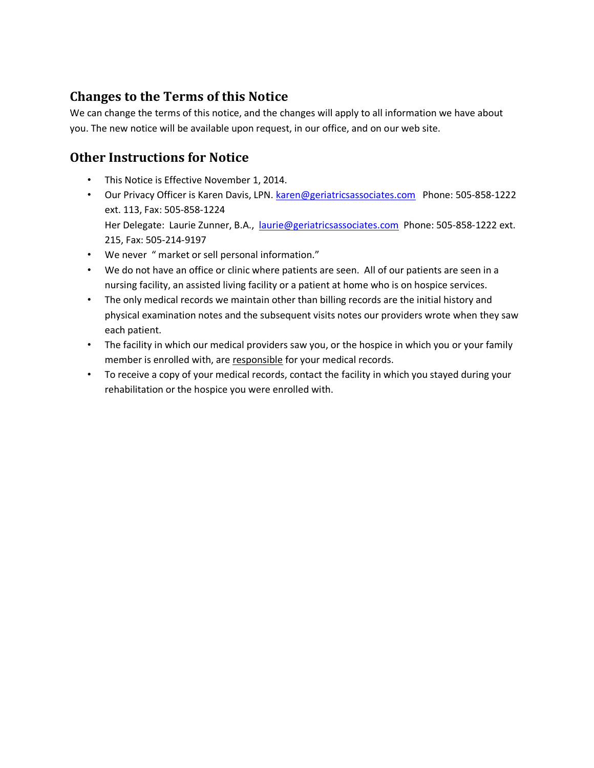## Changes to the Terms of this Notice

We can change the terms of this notice, and the changes will apply to all information we have about you. The new notice will be available upon request, in our office, and on our web site.

## Other Instructions for Notice

- This Notice is Effective November 1, 2014.
- Our Privacy Officer is Karen Davis, LPN. karen@geriatricsassociates.com Phone: 505-858-1222 ext. 113, Fax: 505-858-1224
  Her Delegate: Laurie Zunner, B.A., laurie@geriatricsassociates.com Phone: 505-858-1222 ext. 215, Fax: 505-214-9197
- We never " market or sell personal information."
- We do not have an office or clinic where patients are seen. All of our patients are seen in a nursing facility, an assisted living facility or a patient at home who is on hospice services.
- The only medical records we maintain other than billing records are the initial history and physical examination notes and the subsequent visits notes our providers wrote when they saw each patient.
- The facility in which our medical providers saw you, or the hospice in which you or your family member is enrolled with, are <u>responsible</u> for your medical records.
- To receive a copy of your medical records, contact the facility in which you stayed during your rehabilitation or the hospice you were enrolled with.